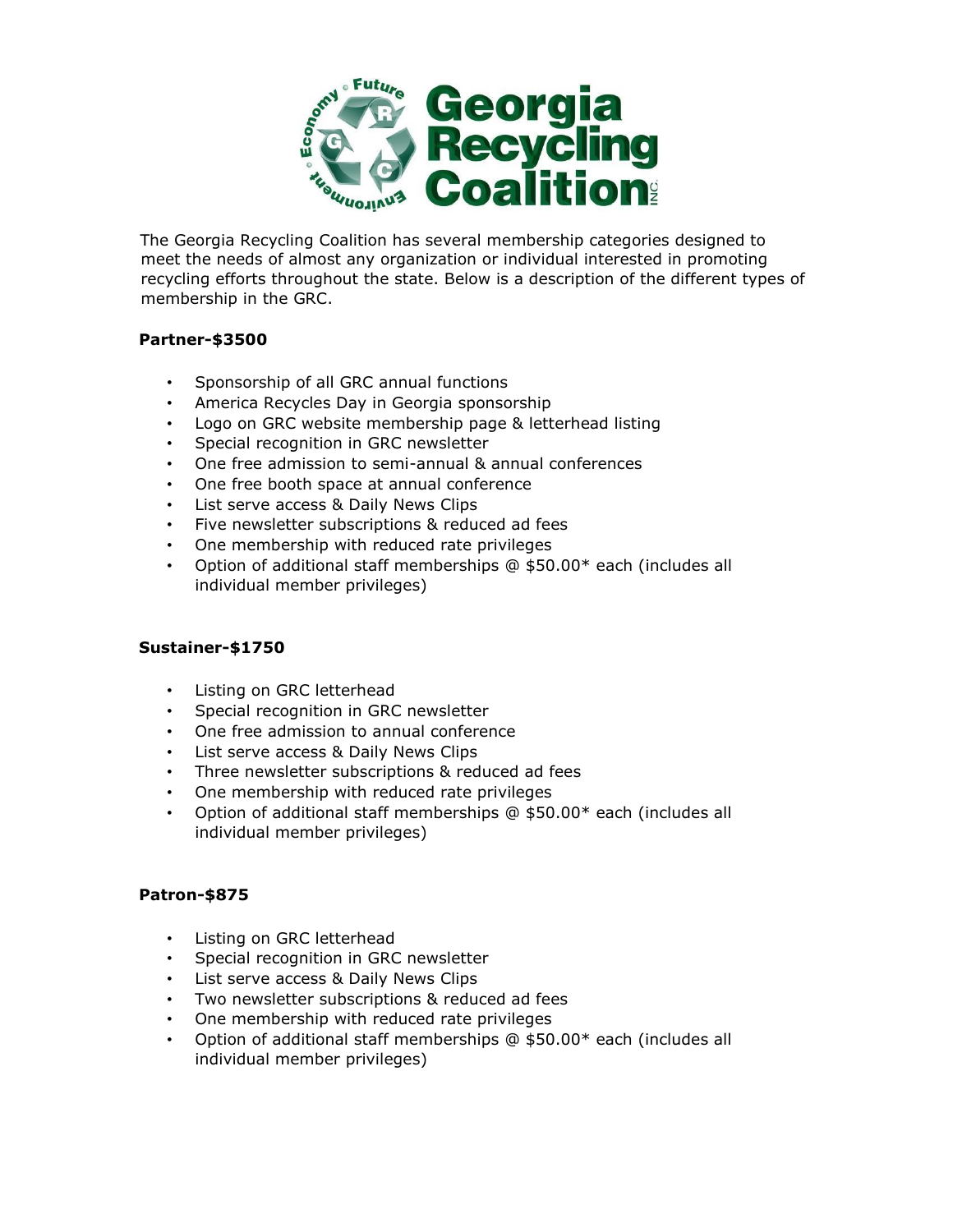# Georgia Recycling Coalition

The Georgia Recycling Coalition has several membership categories designed to meet the needs of almost any organization or individual interested in promoting recycling efforts throughout the state. Below is a description of the different types of membership in the GRC.

**Partner-$3500**

- Sponsorship of all GRC annual functions
- America Recycles Day in Georgia sponsorship
- Logo on GRC website membership page & letterhead listing
- Special recognition in GRC newsletter
- One free admission to semi-annual & annual conferences
- One free booth space at annual conference
- List serve access & Daily News Clips
- Five newsletter subscriptions & reduced ad fees
- One membership with reduced rate privileges
- Option of additional staff memberships @ $50.00* each (includes all individual member privileges)

**Sustainer-$1750**

- Listing on GRC letterhead
- Special recognition in GRC newsletter
- One free admission to annual conference
- List serve access & Daily News Clips
- Three newsletter subscriptions & reduced ad fees
- One membership with reduced rate privileges
- Option of additional staff memberships @ $50.00* each (includes all individual member privileges)

**Patron-$875**

- Listing on GRC letterhead
- Special recognition in GRC newsletter
- List serve access & Daily News Clips
- Two newsletter subscriptions & reduced ad fees
- One membership with reduced rate privileges
- Option of additional staff memberships @ $50.00* each (includes all individual member privileges)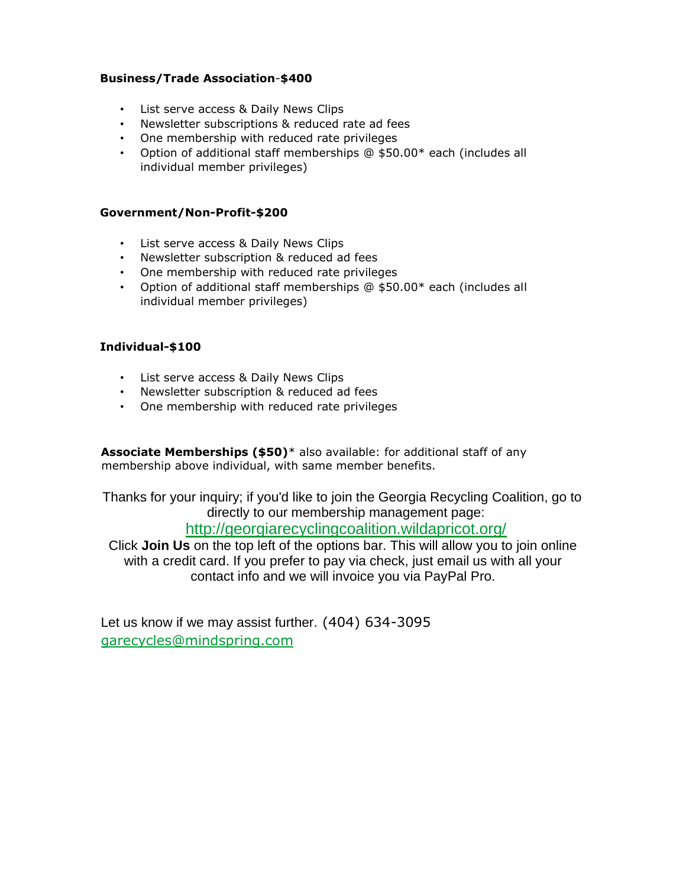**Business/Trade Association-$400**

- List serve access & Daily News Clips
- Newsletter subscriptions & reduced rate ad fees
- One membership with reduced rate privileges
- Option of additional staff memberships @ $50.00* each (includes all individual member privileges)

**Government/Non-Profit-$200**

- List serve access & Daily News Clips
- Newsletter subscription & reduced ad fees
- One membership with reduced rate privileges
- Option of additional staff memberships @ $50.00* each (includes all individual member privileges)

**Individual-$100**

- List serve access & Daily News Clips
- Newsletter subscription & reduced ad fees
- One membership with reduced rate privileges

**Associate Memberships ($50)*** also available: for additional staff of any membership above individual, with same member benefits.

Thanks for your inquiry; if you'd like to join the Georgia Recycling Coalition, go to directly to our membership management page:
http://georgiarecyclingcoalition.wildapricot.org/
Click **Join Us** on the top left of the options bar. This will allow you to join online with a credit card. If you prefer to pay via check, just email us with all your contact info and we will invoice you via PayPal Pro.

Let us know if we may assist further. (404) 634-3095
garecycles@mindspring.com